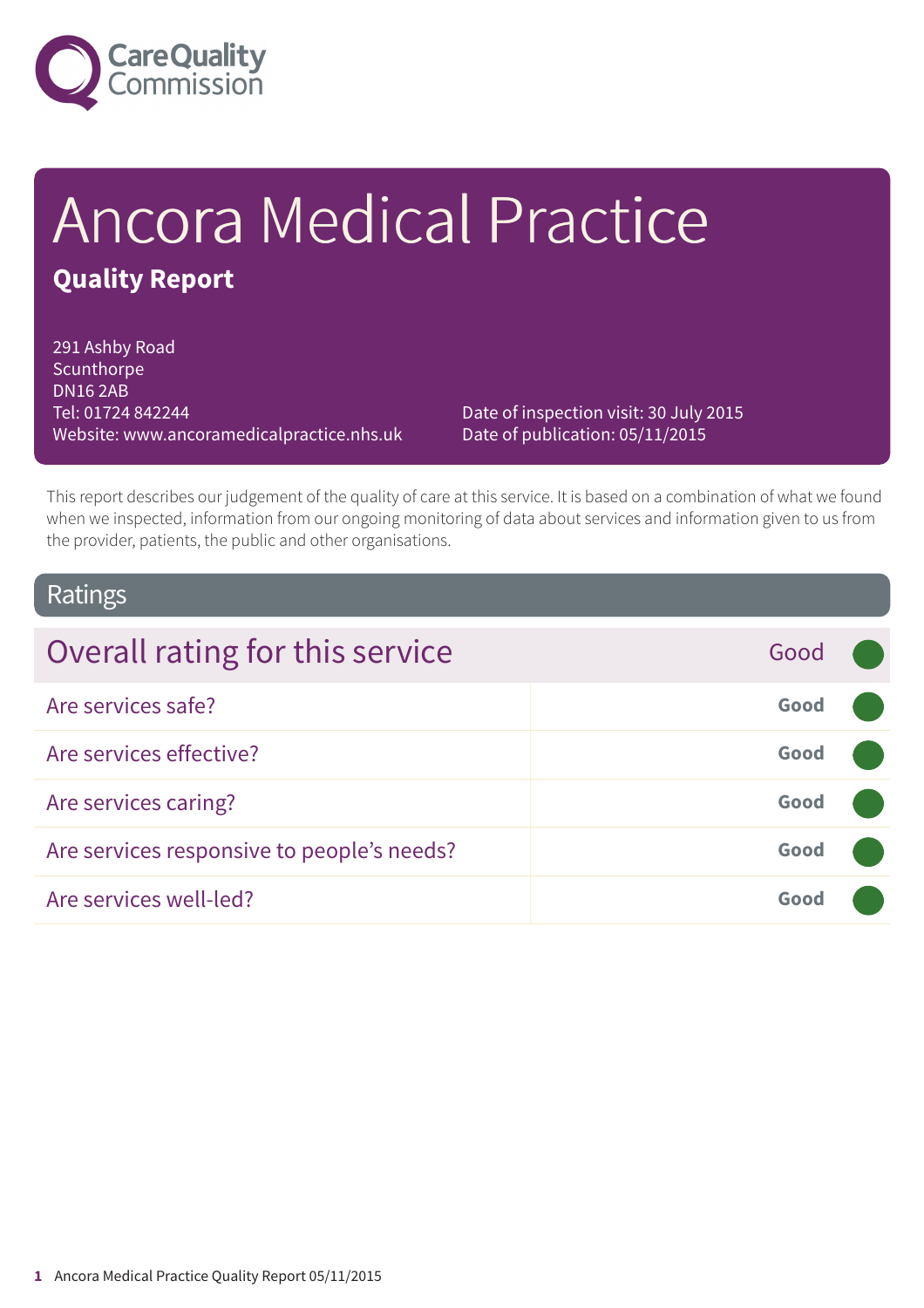Care Quality Commission

# Ancora Medical Practice

## Quality Report

291 Ashby Road
Scunthorpe
DN16 2AB
Tel: 01724 842244
Website: www.ancoramedicalpractice.nhs.uk

Date of inspection visit: 30 July 2015
Date of publication: 05/11/2015

This report describes our judgement of the quality of care at this service. It is based on a combination of what we found when we inspected, information from our ongoing monitoring of data about services and information given to us from the provider, patients, the public and other organisations.

## Ratings

| Overall rating for this service | Good |
|---|---|
| Are services safe? | Good |
| Are services effective? | Good |
| Are services caring? | Good |
| Are services responsive to people's needs? | Good |
| Are services well-led? | Good |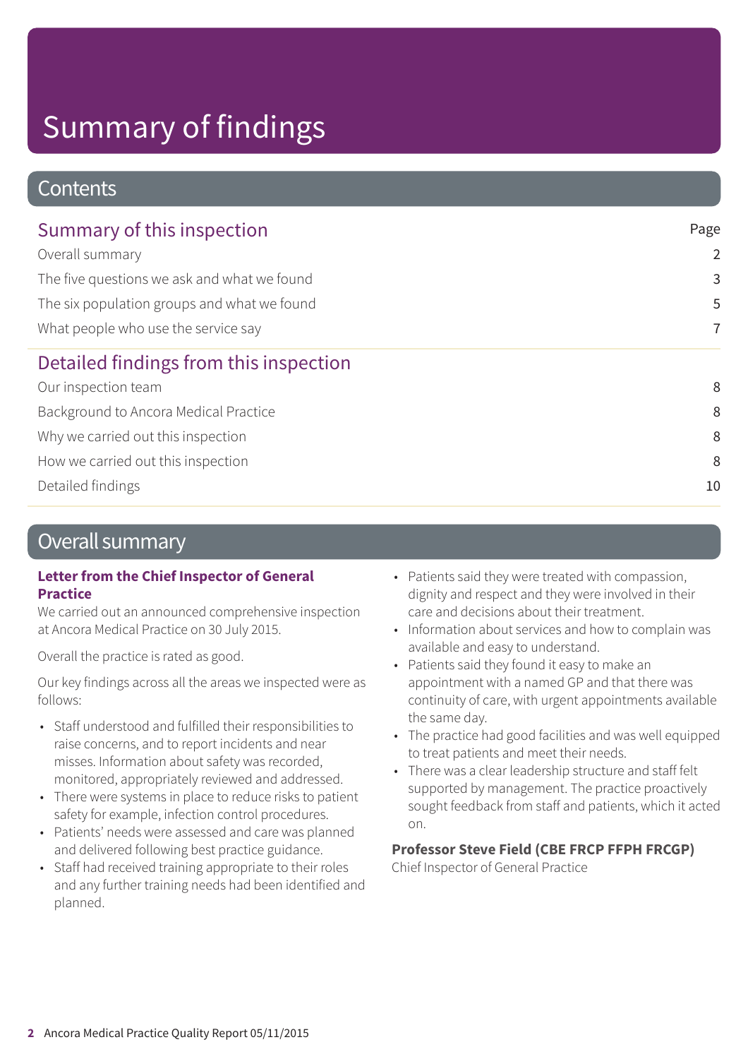# Summary of findings

## Contents

| Summary of this inspection | Page |
| --- | --- |
| Overall summary | 2 |
| The five questions we ask and what we found | 3 |
| The six population groups and what we found | 5 |
| What people who use the service say | 7 |
| **Detailed findings from this inspection** | |
| Our inspection team | 8 |
| Background to Ancora Medical Practice | 8 |
| Why we carried out this inspection | 8 |
| How we carried out this inspection | 8 |
| Detailed findings | 10 |

## Overall summary

**Letter from the Chief Inspector of General Practice**

We carried out an announced comprehensive inspection at Ancora Medical Practice on 30 July 2015.

Overall the practice is rated as good.

Our key findings across all the areas we inspected were as follows:

- Staff understood and fulfilled their responsibilities to raise concerns, and to report incidents and near misses. Information about safety was recorded, monitored, appropriately reviewed and addressed.
- There were systems in place to reduce risks to patient safety for example, infection control procedures.
- Patients' needs were assessed and care was planned and delivered following best practice guidance.
- Staff had received training appropriate to their roles and any further training needs had been identified and planned.
- Patients said they were treated with compassion, dignity and respect and they were involved in their care and decisions about their treatment.
- Information about services and how to complain was available and easy to understand.
- Patients said they found it easy to make an appointment with a named GP and that there was continuity of care, with urgent appointments available the same day.
- The practice had good facilities and was well equipped to treat patients and meet their needs.
- There was a clear leadership structure and staff felt supported by management. The practice proactively sought feedback from staff and patients, which it acted on.

**Professor Steve Field (CBE FRCP FFPH FRCGP)**
Chief Inspector of General Practice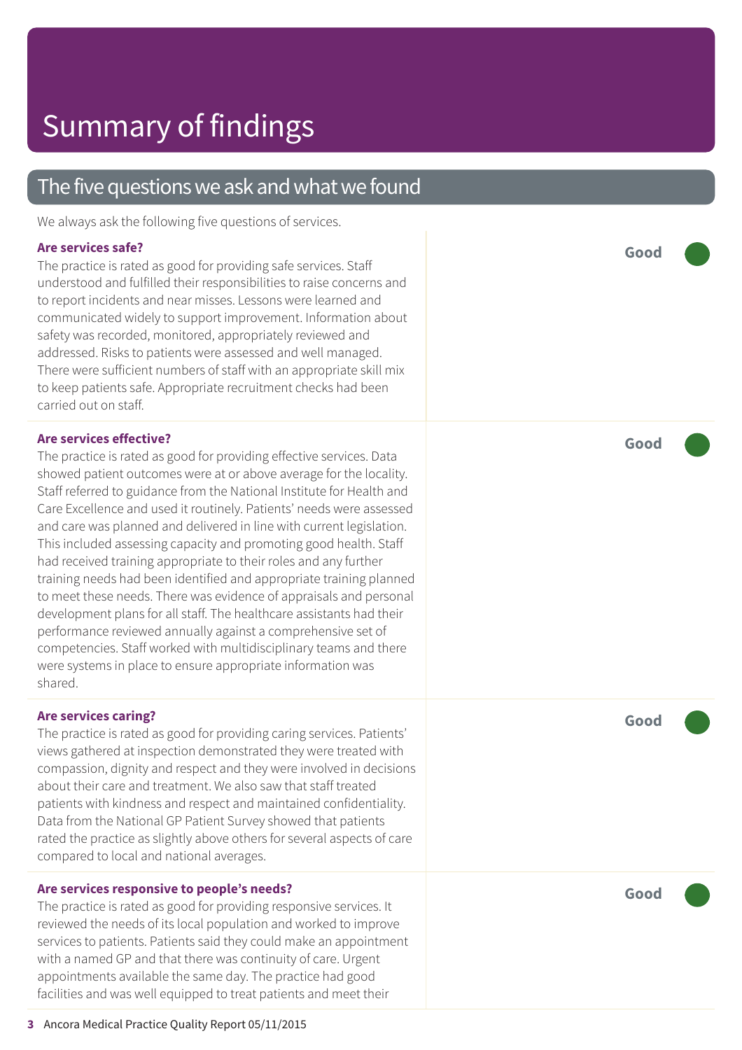# Summary of findings

## The five questions we ask and what we found

We always ask the following five questions of services.

**Are services safe?**

The practice is rated as good for providing safe services. Staff understood and fulfilled their responsibilities to raise concerns and to report incidents and near misses. Lessons were learned and communicated widely to support improvement. Information about safety was recorded, monitored, appropriately reviewed and addressed. Risks to patients were assessed and well managed. There were sufficient numbers of staff with an appropriate skill mix to keep patients safe. Appropriate recruitment checks had been carried out on staff.

**Good**

**Are services effective?**

The practice is rated as good for providing effective services. Data showed patient outcomes were at or above average for the locality. Staff referred to guidance from the National Institute for Health and Care Excellence and used it routinely. Patients' needs were assessed and care was planned and delivered in line with current legislation. This included assessing capacity and promoting good health. Staff had received training appropriate to their roles and any further training needs had been identified and appropriate training planned to meet these needs. There was evidence of appraisals and personal development plans for all staff. The healthcare assistants had their performance reviewed annually against a comprehensive set of competencies. Staff worked with multidisciplinary teams and there were systems in place to ensure appropriate information was shared.

**Good**

**Are services caring?**

The practice is rated as good for providing caring services. Patients' views gathered at inspection demonstrated they were treated with compassion, dignity and respect and they were involved in decisions about their care and treatment. We also saw that staff treated patients with kindness and respect and maintained confidentiality. Data from the National GP Patient Survey showed that patients rated the practice as slightly above others for several aspects of care compared to local and national averages.

**Good**

**Are services responsive to people's needs?**

The practice is rated as good for providing responsive services. It reviewed the needs of its local population and worked to improve services to patients. Patients said they could make an appointment with a named GP and that there was continuity of care. Urgent appointments available the same day. The practice had good facilities and was well equipped to treat patients and meet their

**Good**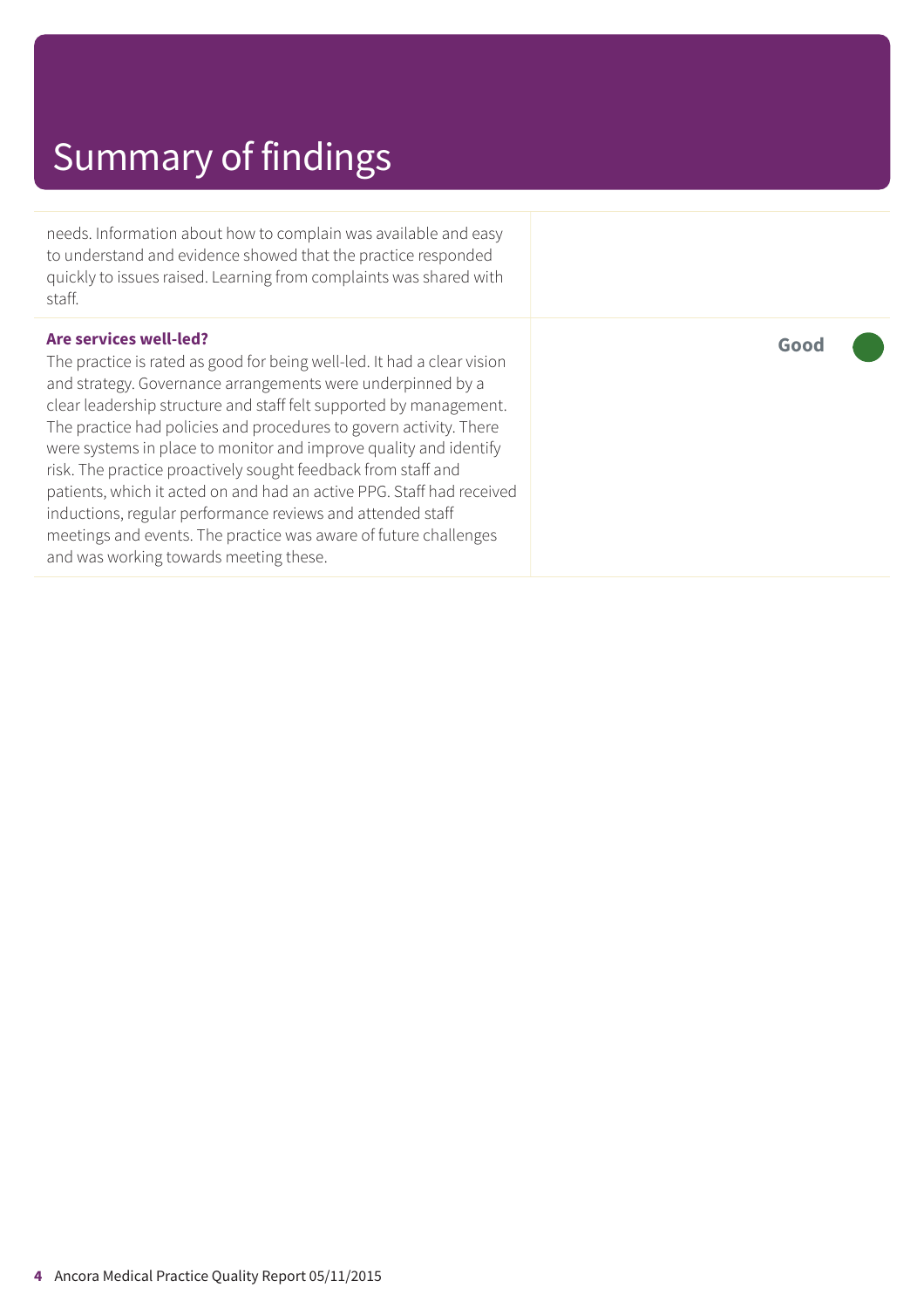# Summary of findings

needs. Information about how to complain was available and easy to understand and evidence showed that the practice responded quickly to issues raised. Learning from complaints was shared with staff.

**Are services well-led?**

**Good**

The practice is rated as good for being well-led. It had a clear vision and strategy. Governance arrangements were underpinned by a clear leadership structure and staff felt supported by management. The practice had policies and procedures to govern activity. There were systems in place to monitor and improve quality and identify risk. The practice proactively sought feedback from staff and patients, which it acted on and had an active PPG. Staff had received inductions, regular performance reviews and attended staff meetings and events. The practice was aware of future challenges and was working towards meeting these.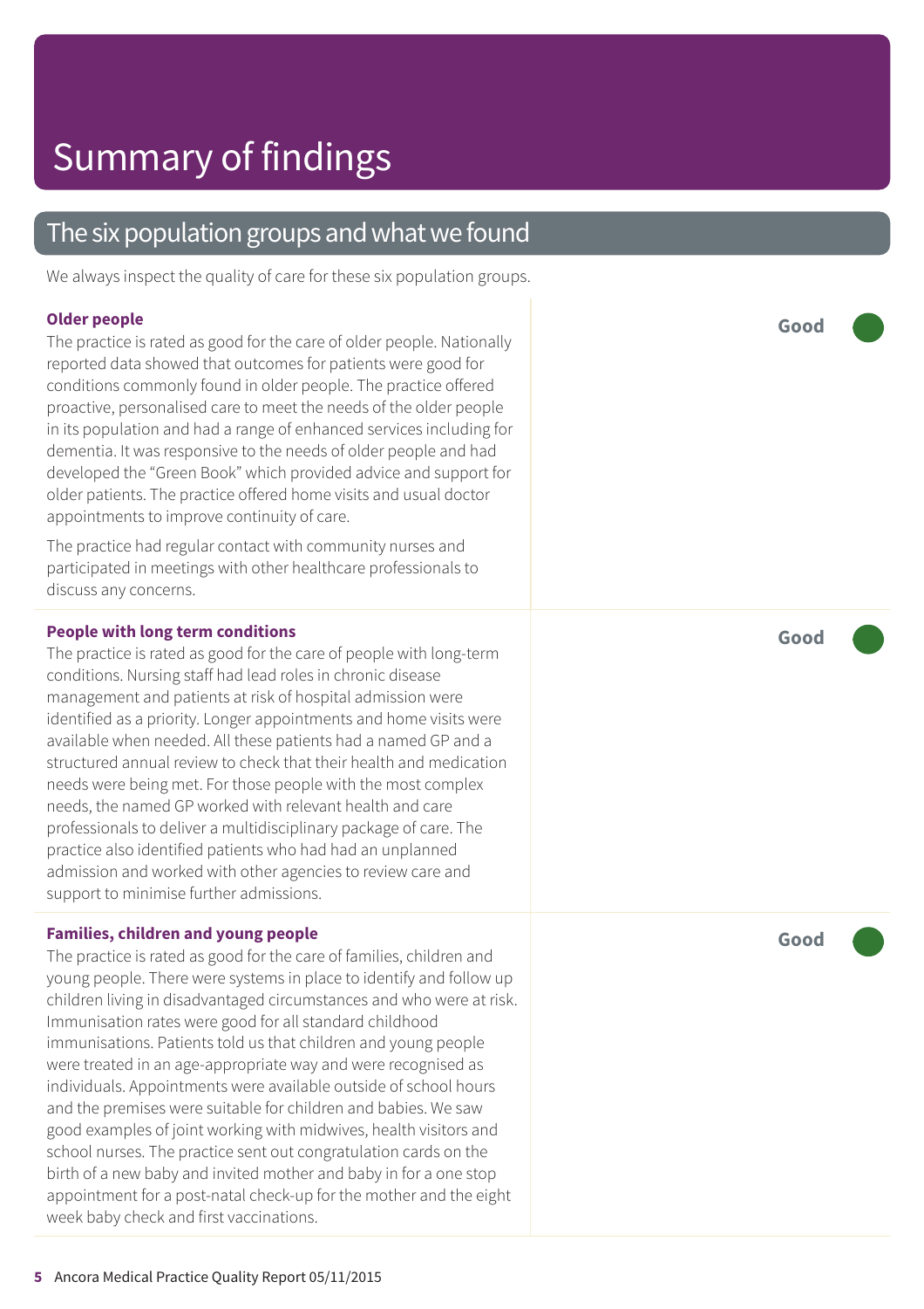# Summary of findings

## The six population groups and what we found

We always inspect the quality of care for these six population groups.

### Older people

**Good**

The practice is rated as good for the care of older people. Nationally reported data showed that outcomes for patients were good for conditions commonly found in older people. The practice offered proactive, personalised care to meet the needs of the older people in its population and had a range of enhanced services including for dementia. It was responsive to the needs of older people and had developed the "Green Book" which provided advice and support for older patients. The practice offered home visits and usual doctor appointments to improve continuity of care.

The practice had regular contact with community nurses and participated in meetings with other healthcare professionals to discuss any concerns.

### People with long term conditions

**Good**

The practice is rated as good for the care of people with long-term conditions. Nursing staff had lead roles in chronic disease management and patients at risk of hospital admission were identified as a priority. Longer appointments and home visits were available when needed. All these patients had a named GP and a structured annual review to check that their health and medication needs were being met. For those people with the most complex needs, the named GP worked with relevant health and care professionals to deliver a multidisciplinary package of care. The practice also identified patients who had had an unplanned admission and worked with other agencies to review care and support to minimise further admissions.

### Families, children and young people

**Good**

The practice is rated as good for the care of families, children and young people. There were systems in place to identify and follow up children living in disadvantaged circumstances and who were at risk. Immunisation rates were good for all standard childhood immunisations. Patients told us that children and young people were treated in an age-appropriate way and were recognised as individuals. Appointments were available outside of school hours and the premises were suitable for children and babies. We saw good examples of joint working with midwives, health visitors and school nurses. The practice sent out congratulation cards on the birth of a new baby and invited mother and baby in for a one stop appointment for a post-natal check-up for the mother and the eight week baby check and first vaccinations.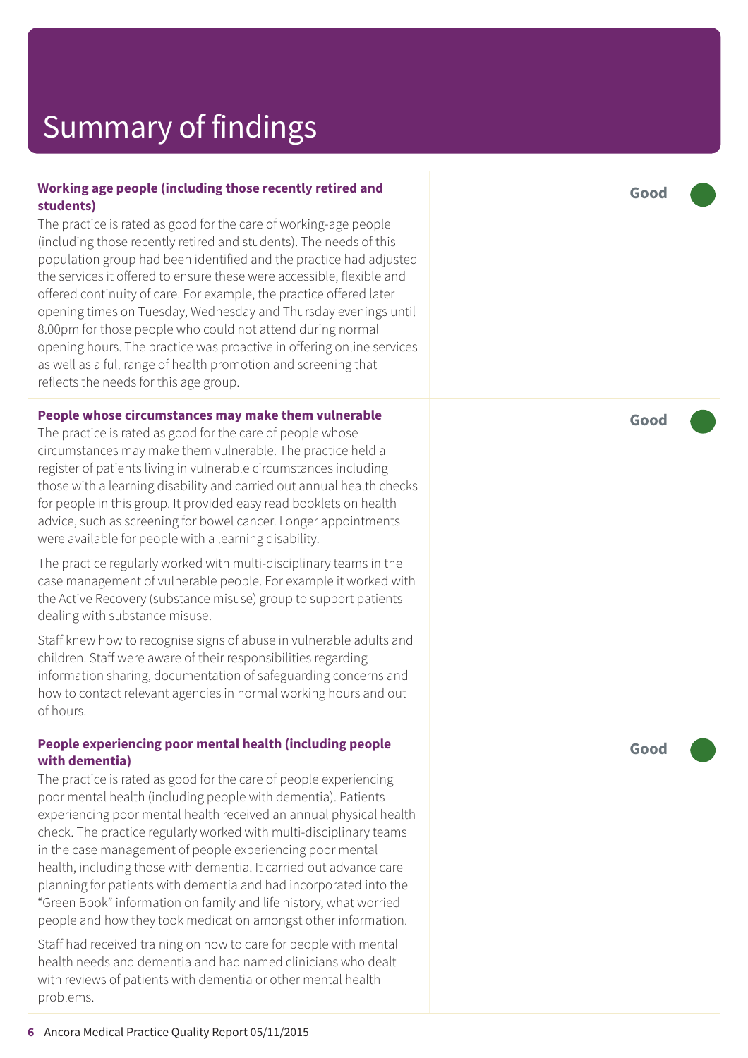# Summary of findings

**Working age people (including those recently retired and students)**

**Good**

The practice is rated as good for the care of working-age people (including those recently retired and students). The needs of this population group had been identified and the practice had adjusted the services it offered to ensure these were accessible, flexible and offered continuity of care. For example, the practice offered later opening times on Tuesday, Wednesday and Thursday evenings until 8.00pm for those people who could not attend during normal opening hours. The practice was proactive in offering online services as well as a full range of health promotion and screening that reflects the needs for this age group.

**People whose circumstances may make them vulnerable**

**Good**

The practice is rated as good for the care of people whose circumstances may make them vulnerable. The practice held a register of patients living in vulnerable circumstances including those with a learning disability and carried out annual health checks for people in this group. It provided easy read booklets on health advice, such as screening for bowel cancer. Longer appointments were available for people with a learning disability.

The practice regularly worked with multi-disciplinary teams in the case management of vulnerable people. For example it worked with the Active Recovery (substance misuse) group to support patients dealing with substance misuse.

Staff knew how to recognise signs of abuse in vulnerable adults and children. Staff were aware of their responsibilities regarding information sharing, documentation of safeguarding concerns and how to contact relevant agencies in normal working hours and out of hours.

**People experiencing poor mental health (including people with dementia)**

**Good**

The practice is rated as good for the care of people experiencing poor mental health (including people with dementia). Patients experiencing poor mental health received an annual physical health check. The practice regularly worked with multi-disciplinary teams in the case management of people experiencing poor mental health, including those with dementia. It carried out advance care planning for patients with dementia and had incorporated into the "Green Book" information on family and life history, what worried people and how they took medication amongst other information.

Staff had received training on how to care for people with mental health needs and dementia and had named clinicians who dealt with reviews of patients with dementia or other mental health problems.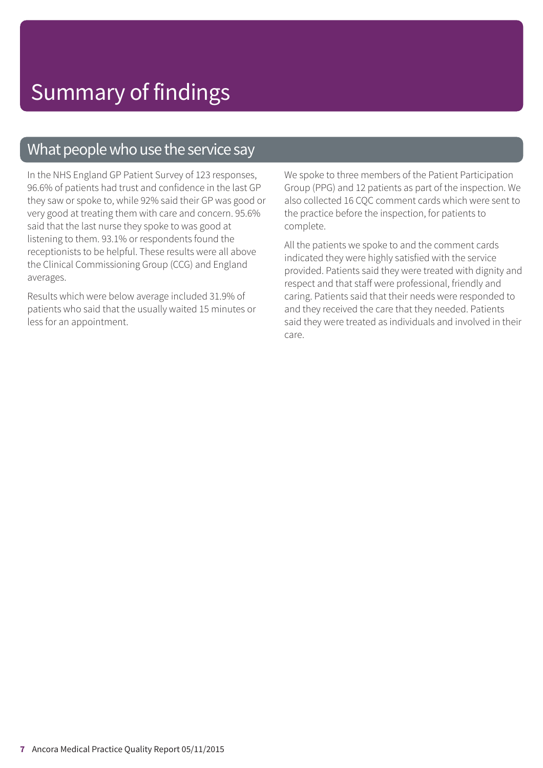# Summary of findings

## What people who use the service say

In the NHS England GP Patient Survey of 123 responses, 96.6% of patients had trust and confidence in the last GP they saw or spoke to, while 92% said their GP was good or very good at treating them with care and concern. 95.6% said that the last nurse they spoke to was good at listening to them. 93.1% or respondents found the receptionists to be helpful. These results were all above the Clinical Commissioning Group (CCG) and England averages.

Results which were below average included 31.9% of patients who said that the usually waited 15 minutes or less for an appointment.

We spoke to three members of the Patient Participation Group (PPG) and 12 patients as part of the inspection. We also collected 16 CQC comment cards which were sent to the practice before the inspection, for patients to complete.

All the patients we spoke to and the comment cards indicated they were highly satisfied with the service provided. Patients said they were treated with dignity and respect and that staff were professional, friendly and caring. Patients said that their needs were responded to and they received the care that they needed. Patients said they were treated as individuals and involved in their care.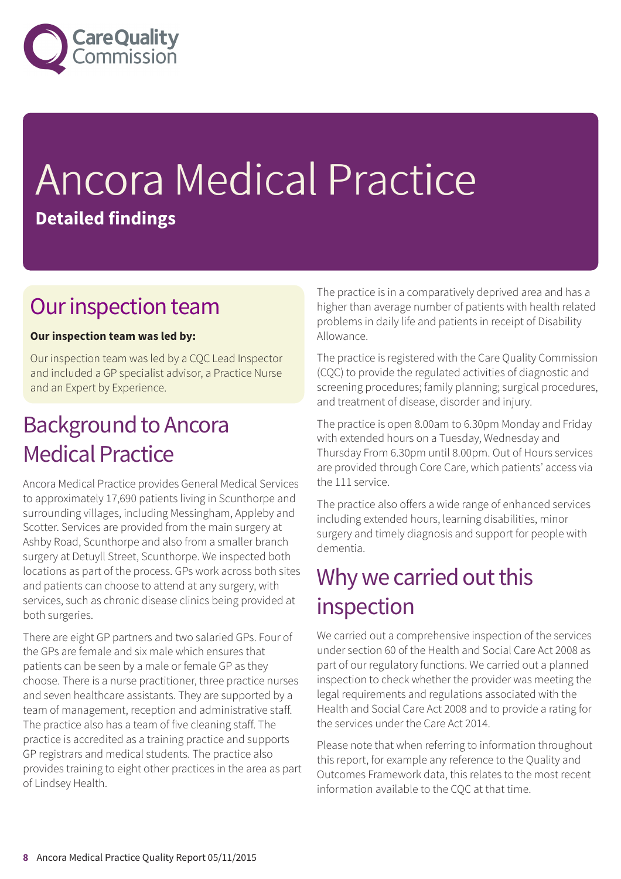# Ancora Medical Practice

**Detailed findings**

## Our inspection team

**Our inspection team was led by:**

Our inspection team was led by a CQC Lead Inspector and included a GP specialist advisor, a Practice Nurse and an Expert by Experience.

## Background to Ancora Medical Practice

Ancora Medical Practice provides General Medical Services to approximately 17,690 patients living in Scunthorpe and surrounding villages, including Messingham, Appleby and Scotter. Services are provided from the main surgery at Ashby Road, Scunthorpe and also from a smaller branch surgery at Detuyll Street, Scunthorpe. We inspected both locations as part of the process. GPs work across both sites and patients can choose to attend at any surgery, with services, such as chronic disease clinics being provided at both surgeries.

There are eight GP partners and two salaried GPs. Four of the GPs are female and six male which ensures that patients can be seen by a male or female GP as they choose. There is a nurse practitioner, three practice nurses and seven healthcare assistants. They are supported by a team of management, reception and administrative staff. The practice also has a team of five cleaning staff. The practice is accredited as a training practice and supports GP registrars and medical students. The practice also provides training to eight other practices in the area as part of Lindsey Health.

The practice is in a comparatively deprived area and has a higher than average number of patients with health related problems in daily life and patients in receipt of Disability Allowance.

The practice is registered with the Care Quality Commission (CQC) to provide the regulated activities of diagnostic and screening procedures; family planning; surgical procedures, and treatment of disease, disorder and injury.

The practice is open 8.00am to 6.30pm Monday and Friday with extended hours on a Tuesday, Wednesday and Thursday From 6.30pm until 8.00pm. Out of Hours services are provided through Core Care, which patients' access via the 111 service.

The practice also offers a wide range of enhanced services including extended hours, learning disabilities, minor surgery and timely diagnosis and support for people with dementia.

## Why we carried out this inspection

We carried out a comprehensive inspection of the services under section 60 of the Health and Social Care Act 2008 as part of our regulatory functions. We carried out a planned inspection to check whether the provider was meeting the legal requirements and regulations associated with the Health and Social Care Act 2008 and to provide a rating for the services under the Care Act 2014.

Please note that when referring to information throughout this report, for example any reference to the Quality and Outcomes Framework data, this relates to the most recent information available to the CQC at that time.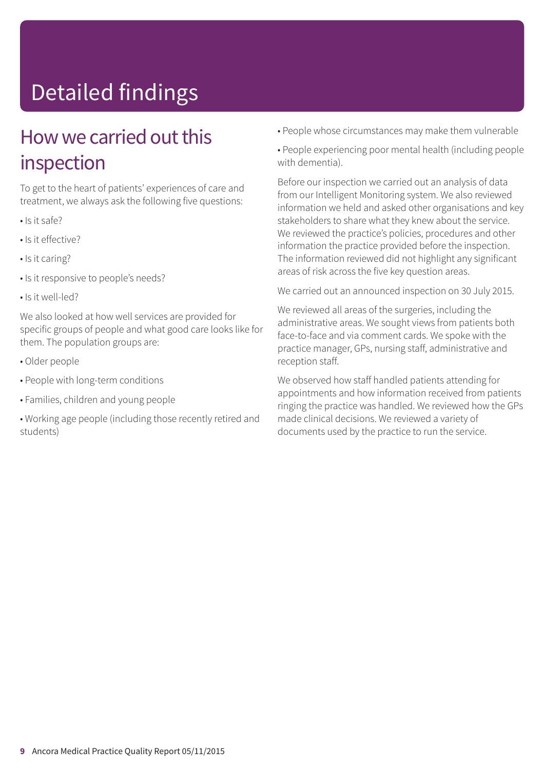# Detailed findings

## How we carried out this inspection

To get to the heart of patients' experiences of care and treatment, we always ask the following five questions:

- Is it safe?
- Is it effective?
- Is it caring?
- Is it responsive to people's needs?
- Is it well-led?

We also looked at how well services are provided for specific groups of people and what good care looks like for them. The population groups are:

- Older people
- People with long-term conditions
- Families, children and young people
- Working age people (including those recently retired and students)
- People whose circumstances may make them vulnerable
- People experiencing poor mental health (including people with dementia).

Before our inspection we carried out an analysis of data from our Intelligent Monitoring system. We also reviewed information we held and asked other organisations and key stakeholders to share what they knew about the service. We reviewed the practice's policies, procedures and other information the practice provided before the inspection. The information reviewed did not highlight any significant areas of risk across the five key question areas.

We carried out an announced inspection on 30 July 2015.

We reviewed all areas of the surgeries, including the administrative areas. We sought views from patients both face-to-face and via comment cards. We spoke with the practice manager, GPs, nursing staff, administrative and reception staff.

We observed how staff handled patients attending for appointments and how information received from patients ringing the practice was handled. We reviewed how the GPs made clinical decisions. We reviewed a variety of documents used by the practice to run the service.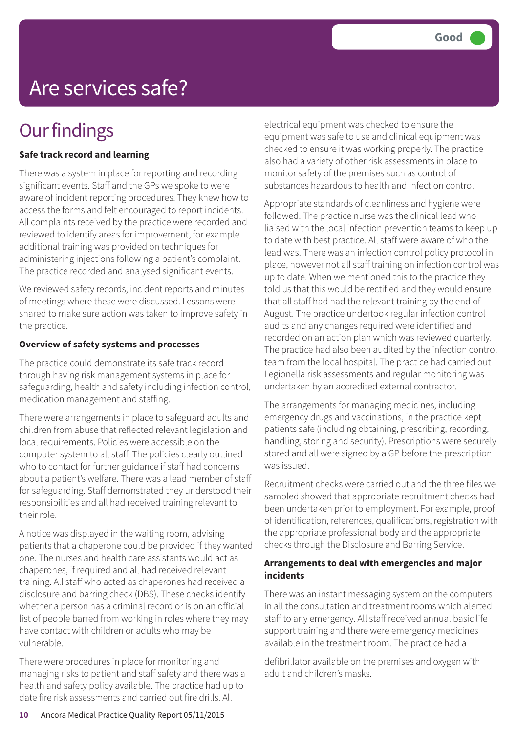Good

# Are services safe?

## Our findings

**Safe track record and learning**

There was a system in place for reporting and recording significant events. Staff and the GPs we spoke to were aware of incident reporting procedures. They knew how to access the forms and felt encouraged to report incidents. All complaints received by the practice were recorded and reviewed to identify areas for improvement, for example additional training was provided on techniques for administering injections following a patient's complaint. The practice recorded and analysed significant events.

We reviewed safety records, incident reports and minutes of meetings where these were discussed. Lessons were shared to make sure action was taken to improve safety in the practice.

**Overview of safety systems and processes**

The practice could demonstrate its safe track record through having risk management systems in place for safeguarding, health and safety including infection control, medication management and staffing.

There were arrangements in place to safeguard adults and children from abuse that reflected relevant legislation and local requirements. Policies were accessible on the computer system to all staff. The policies clearly outlined who to contact for further guidance if staff had concerns about a patient's welfare. There was a lead member of staff for safeguarding. Staff demonstrated they understood their responsibilities and all had received training relevant to their role.

A notice was displayed in the waiting room, advising patients that a chaperone could be provided if they wanted one. The nurses and health care assistants would act as chaperones, if required and all had received relevant training. All staff who acted as chaperones had received a disclosure and barring check (DBS). These checks identify whether a person has a criminal record or is on an official list of people barred from working in roles where they may have contact with children or adults who may be vulnerable.

There were procedures in place for monitoring and managing risks to patient and staff safety and there was a health and safety policy available. The practice had up to date fire risk assessments and carried out fire drills. All electrical equipment was checked to ensure the equipment was safe to use and clinical equipment was checked to ensure it was working properly. The practice also had a variety of other risk assessments in place to monitor safety of the premises such as control of substances hazardous to health and infection control.

Appropriate standards of cleanliness and hygiene were followed. The practice nurse was the clinical lead who liaised with the local infection prevention teams to keep up to date with best practice. All staff were aware of who the lead was. There was an infection control policy protocol in place, however not all staff training on infection control was up to date. When we mentioned this to the practice they told us that this would be rectified and they would ensure that all staff had had the relevant training by the end of August. The practice undertook regular infection control audits and any changes required were identified and recorded on an action plan which was reviewed quarterly. The practice had also been audited by the infection control team from the local hospital. The practice had carried out Legionella risk assessments and regular monitoring was undertaken by an accredited external contractor.

The arrangements for managing medicines, including emergency drugs and vaccinations, in the practice kept patients safe (including obtaining, prescribing, recording, handling, storing and security). Prescriptions were securely stored and all were signed by a GP before the prescription was issued.

Recruitment checks were carried out and the three files we sampled showed that appropriate recruitment checks had been undertaken prior to employment. For example, proof of identification, references, qualifications, registration with the appropriate professional body and the appropriate checks through the Disclosure and Barring Service.

**Arrangements to deal with emergencies and major incidents**

There was an instant messaging system on the computers in all the consultation and treatment rooms which alerted staff to any emergency. All staff received annual basic life support training and there were emergency medicines available in the treatment room. The practice had a defibrillator available on the premises and oxygen with adult and children's masks.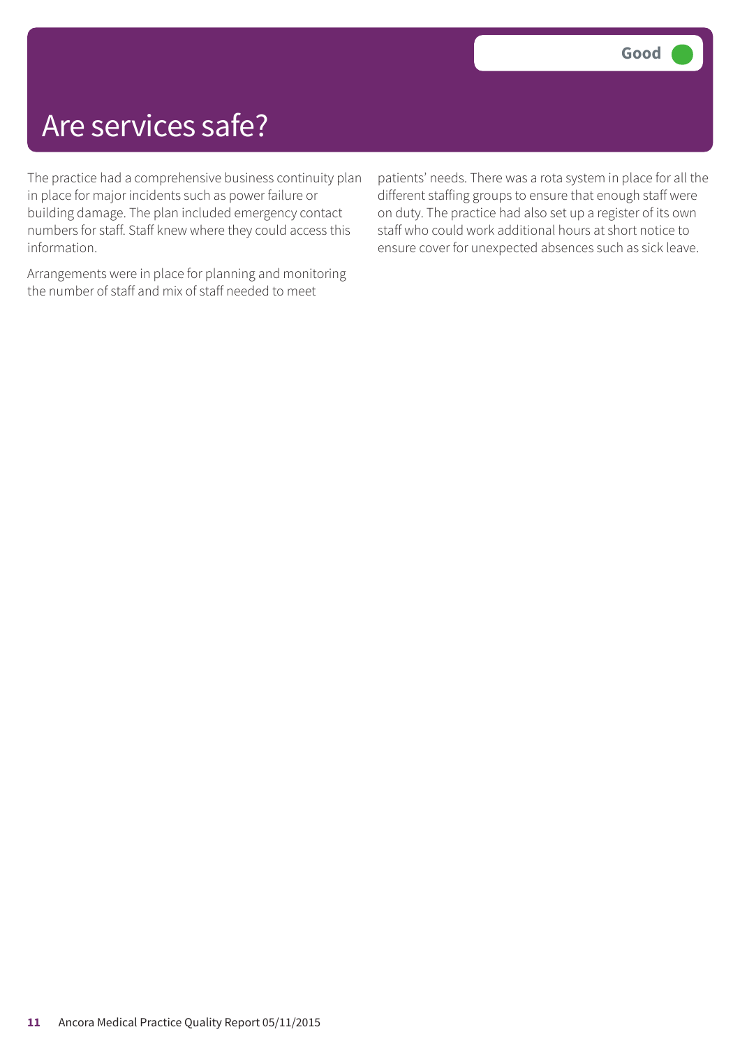# Are services safe?

**Good**

The practice had a comprehensive business continuity plan in place for major incidents such as power failure or building damage. The plan included emergency contact numbers for staff. Staff knew where they could access this information.

Arrangements were in place for planning and monitoring the number of staff and mix of staff needed to meet patients' needs. There was a rota system in place for all the different staffing groups to ensure that enough staff were on duty. The practice had also set up a register of its own staff who could work additional hours at short notice to ensure cover for unexpected absences such as sick leave.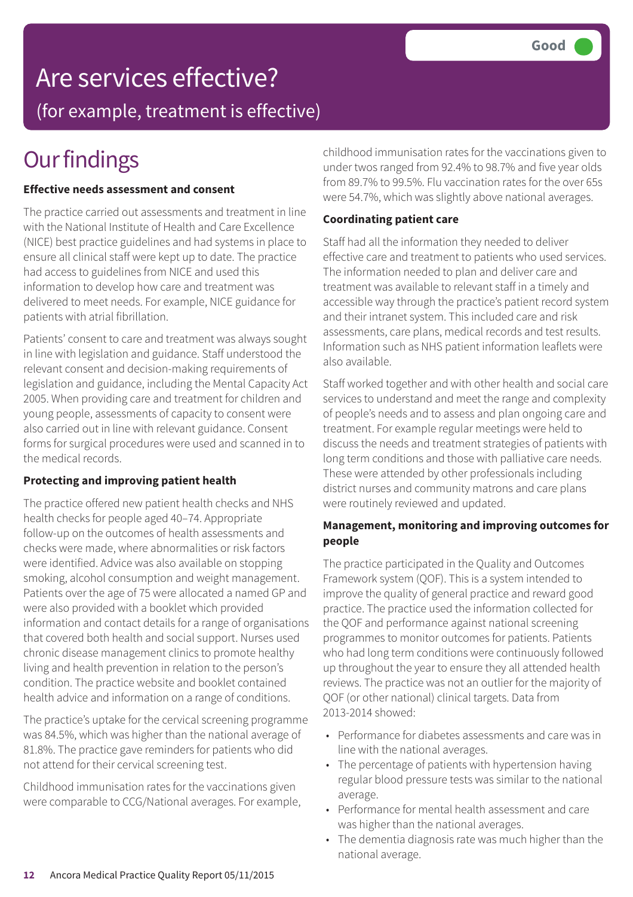# Are services effective?

(for example, treatment is effective)

**Good**

## Our findings

### Effective needs assessment and consent

The practice carried out assessments and treatment in line with the National Institute of Health and Care Excellence (NICE) best practice guidelines and had systems in place to ensure all clinical staff were kept up to date. The practice had access to guidelines from NICE and used this information to develop how care and treatment was delivered to meet needs. For example, NICE guidance for patients with atrial fibrillation.

Patients' consent to care and treatment was always sought in line with legislation and guidance. Staff understood the relevant consent and decision-making requirements of legislation and guidance, including the Mental Capacity Act 2005. When providing care and treatment for children and young people, assessments of capacity to consent were also carried out in line with relevant guidance. Consent forms for surgical procedures were used and scanned in to the medical records.

### Protecting and improving patient health

The practice offered new patient health checks and NHS health checks for people aged 40–74. Appropriate follow-up on the outcomes of health assessments and checks were made, where abnormalities or risk factors were identified. Advice was also available on stopping smoking, alcohol consumption and weight management. Patients over the age of 75 were allocated a named GP and were also provided with a booklet which provided information and contact details for a range of organisations that covered both health and social support. Nurses used chronic disease management clinics to promote healthy living and health prevention in relation to the person's condition. The practice website and booklet contained health advice and information on a range of conditions.

The practice's uptake for the cervical screening programme was 84.5%, which was higher than the national average of 81.8%. The practice gave reminders for patients who did not attend for their cervical screening test.

Childhood immunisation rates for the vaccinations given were comparable to CCG/National averages. For example, childhood immunisation rates for the vaccinations given to under twos ranged from 92.4% to 98.7% and five year olds from 89.7% to 99.5%. Flu vaccination rates for the over 65s were 54.7%, which was slightly above national averages.

### Coordinating patient care

Staff had all the information they needed to deliver effective care and treatment to patients who used services. The information needed to plan and deliver care and treatment was available to relevant staff in a timely and accessible way through the practice's patient record system and their intranet system. This included care and risk assessments, care plans, medical records and test results. Information such as NHS patient information leaflets were also available.

Staff worked together and with other health and social care services to understand and meet the range and complexity of people's needs and to assess and plan ongoing care and treatment. For example regular meetings were held to discuss the needs and treatment strategies of patients with long term conditions and those with palliative care needs. These were attended by other professionals including district nurses and community matrons and care plans were routinely reviewed and updated.

### Management, monitoring and improving outcomes for people

The practice participated in the Quality and Outcomes Framework system (QOF). This is a system intended to improve the quality of general practice and reward good practice. The practice used the information collected for the QOF and performance against national screening programmes to monitor outcomes for patients. Patients who had long term conditions were continuously followed up throughout the year to ensure they all attended health reviews. The practice was not an outlier for the majority of QOF (or other national) clinical targets. Data from 2013-2014 showed:

- Performance for diabetes assessments and care was in line with the national averages.
- The percentage of patients with hypertension having regular blood pressure tests was similar to the national average.
- Performance for mental health assessment and care was higher than the national averages.
- The dementia diagnosis rate was much higher than the national average.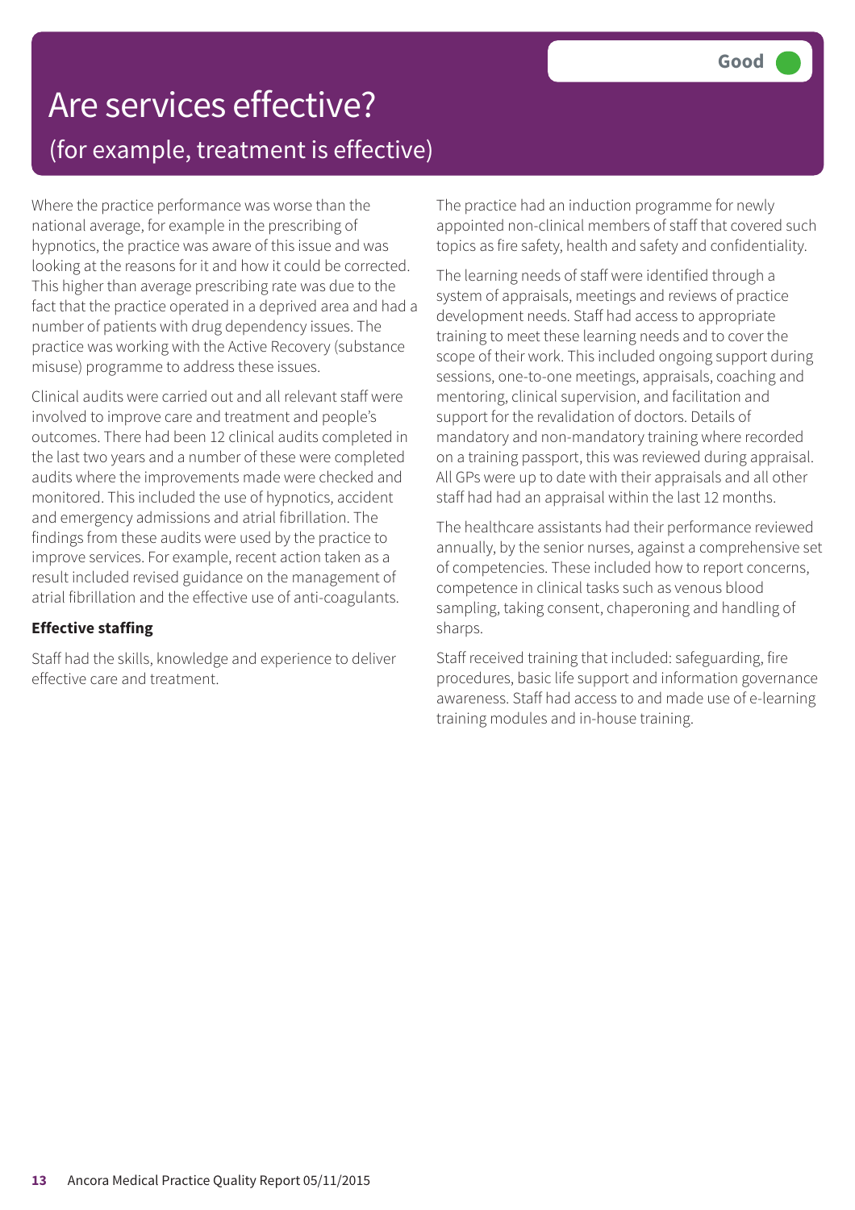# Are services effective?

## (for example, treatment is effective)

**Good**

Where the practice performance was worse than the national average, for example in the prescribing of hypnotics, the practice was aware of this issue and was looking at the reasons for it and how it could be corrected. This higher than average prescribing rate was due to the fact that the practice operated in a deprived area and had a number of patients with drug dependency issues. The practice was working with the Active Recovery (substance misuse) programme to address these issues.

Clinical audits were carried out and all relevant staff were involved to improve care and treatment and people's outcomes. There had been 12 clinical audits completed in the last two years and a number of these were completed audits where the improvements made were checked and monitored. This included the use of hypnotics, accident and emergency admissions and atrial fibrillation. The findings from these audits were used by the practice to improve services. For example, recent action taken as a result included revised guidance on the management of atrial fibrillation and the effective use of anti-coagulants.

**Effective staffing**

Staff had the skills, knowledge and experience to deliver effective care and treatment.

The practice had an induction programme for newly appointed non-clinical members of staff that covered such topics as fire safety, health and safety and confidentiality.

The learning needs of staff were identified through a system of appraisals, meetings and reviews of practice development needs. Staff had access to appropriate training to meet these learning needs and to cover the scope of their work. This included ongoing support during sessions, one-to-one meetings, appraisals, coaching and mentoring, clinical supervision, and facilitation and support for the revalidation of doctors. Details of mandatory and non-mandatory training where recorded on a training passport, this was reviewed during appraisal. All GPs were up to date with their appraisals and all other staff had had an appraisal within the last 12 months.

The healthcare assistants had their performance reviewed annually, by the senior nurses, against a comprehensive set of competencies. These included how to report concerns, competence in clinical tasks such as venous blood sampling, taking consent, chaperoning and handling of sharps.

Staff received training that included: safeguarding, fire procedures, basic life support and information governance awareness. Staff had access to and made use of e-learning training modules and in-house training.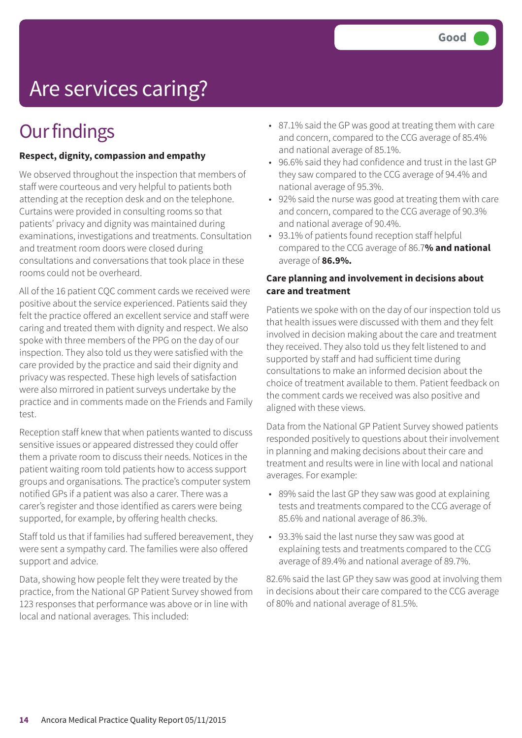# Are services caring?

Good

## Our findings

**Respect, dignity, compassion and empathy**

We observed throughout the inspection that members of staff were courteous and very helpful to patients both attending at the reception desk and on the telephone. Curtains were provided in consulting rooms so that patients' privacy and dignity was maintained during examinations, investigations and treatments. Consultation and treatment room doors were closed during consultations and conversations that took place in these rooms could not be overheard.

All of the 16 patient CQC comment cards we received were positive about the service experienced. Patients said they felt the practice offered an excellent service and staff were caring and treated them with dignity and respect. We also spoke with three members of the PPG on the day of our inspection. They also told us they were satisfied with the care provided by the practice and said their dignity and privacy was respected. These high levels of satisfaction were also mirrored in patient surveys undertake by the practice and in comments made on the Friends and Family test.

Reception staff knew that when patients wanted to discuss sensitive issues or appeared distressed they could offer them a private room to discuss their needs. Notices in the patient waiting room told patients how to access support groups and organisations. The practice's computer system notified GPs if a patient was also a carer. There was a carer's register and those identified as carers were being supported, for example, by offering health checks.

Staff told us that if families had suffered bereavement, they were sent a sympathy card. The families were also offered support and advice.

Data, showing how people felt they were treated by the practice, from the National GP Patient Survey showed from 123 responses that performance was above or in line with local and national averages. This included:

- 87.1% said the GP was good at treating them with care and concern, compared to the CCG average of 85.4% and national average of 85.1%.
- 96.6% said they had confidence and trust in the last GP they saw compared to the CCG average of 94.4% and national average of 95.3%.
- 92% said the nurse was good at treating them with care and concern, compared to the CCG average of 90.3% and national average of 90.4%.
- 93.1% of patients found reception staff helpful compared to the CCG average of 86.7**% and national** average of **86.9%.**

**Care planning and involvement in decisions about care and treatment**

Patients we spoke with on the day of our inspection told us that health issues were discussed with them and they felt involved in decision making about the care and treatment they received. They also told us they felt listened to and supported by staff and had sufficient time during consultations to make an informed decision about the choice of treatment available to them. Patient feedback on the comment cards we received was also positive and aligned with these views.

Data from the National GP Patient Survey showed patients responded positively to questions about their involvement in planning and making decisions about their care and treatment and results were in line with local and national averages. For example:

- 89% said the last GP they saw was good at explaining tests and treatments compared to the CCG average of 85.6% and national average of 86.3%.
- 93.3% said the last nurse they saw was good at explaining tests and treatments compared to the CCG average of 89.4% and national average of 89.7%.

82.6% said the last GP they saw was good at involving them in decisions about their care compared to the CCG average of 80% and national average of 81.5%.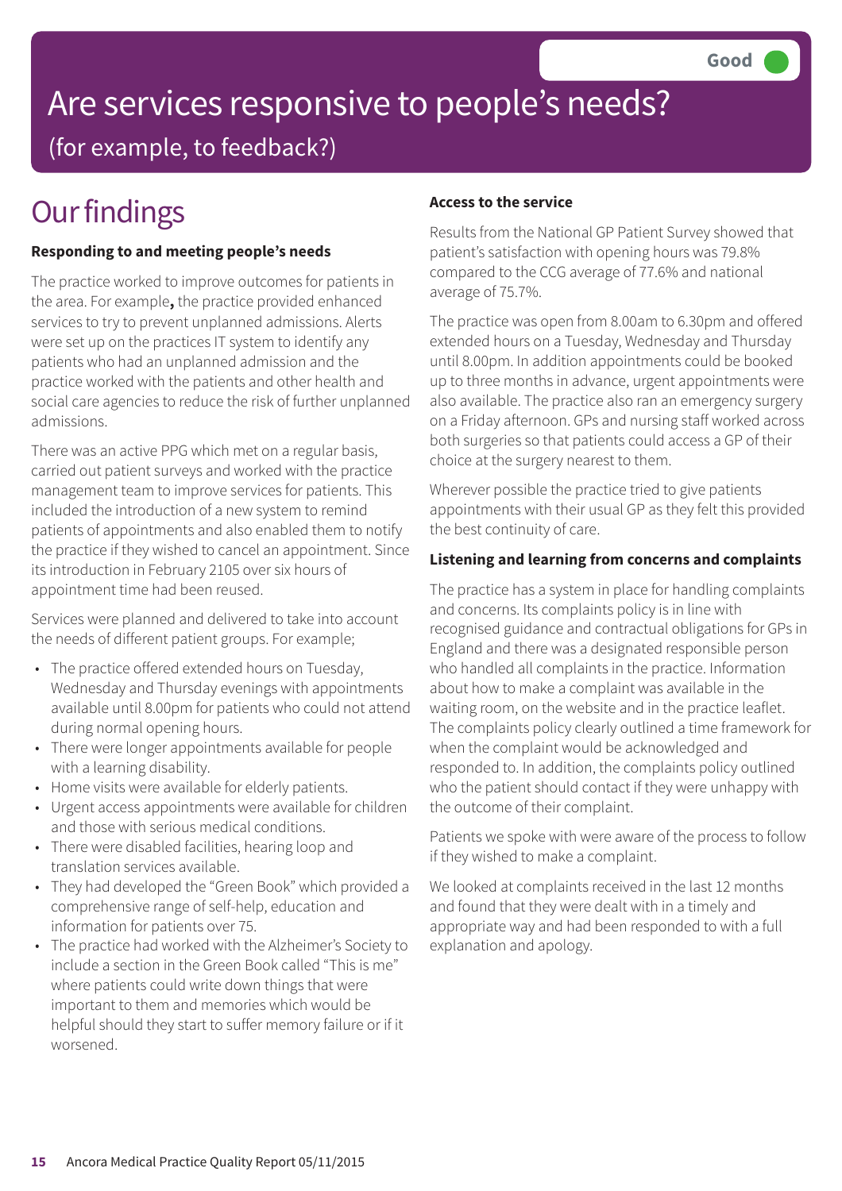Good

# Are services responsive to people's needs?

(for example, to feedback?)

## Our findings

**Responding to and meeting people's needs**

The practice worked to improve outcomes for patients in the area. For example**,** the practice provided enhanced services to try to prevent unplanned admissions. Alerts were set up on the practices IT system to identify any patients who had an unplanned admission and the practice worked with the patients and other health and social care agencies to reduce the risk of further unplanned admissions.

There was an active PPG which met on a regular basis, carried out patient surveys and worked with the practice management team to improve services for patients. This included the introduction of a new system to remind patients of appointments and also enabled them to notify the practice if they wished to cancel an appointment. Since its introduction in February 2105 over six hours of appointment time had been reused.

Services were planned and delivered to take into account the needs of different patient groups. For example;

- The practice offered extended hours on Tuesday, Wednesday and Thursday evenings with appointments available until 8.00pm for patients who could not attend during normal opening hours.
- There were longer appointments available for people with a learning disability.
- Home visits were available for elderly patients.
- Urgent access appointments were available for children and those with serious medical conditions.
- There were disabled facilities, hearing loop and translation services available.
- They had developed the "Green Book" which provided a comprehensive range of self-help, education and information for patients over 75.
- The practice had worked with the Alzheimer's Society to include a section in the Green Book called "This is me" where patients could write down things that were important to them and memories which would be helpful should they start to suffer memory failure or if it worsened.

**Access to the service**

Results from the National GP Patient Survey showed that patient's satisfaction with opening hours was 79.8% compared to the CCG average of 77.6% and national average of 75.7%.

The practice was open from 8.00am to 6.30pm and offered extended hours on a Tuesday, Wednesday and Thursday until 8.00pm. In addition appointments could be booked up to three months in advance, urgent appointments were also available. The practice also ran an emergency surgery on a Friday afternoon. GPs and nursing staff worked across both surgeries so that patients could access a GP of their choice at the surgery nearest to them.

Wherever possible the practice tried to give patients appointments with their usual GP as they felt this provided the best continuity of care.

**Listening and learning from concerns and complaints**

The practice has a system in place for handling complaints and concerns. Its complaints policy is in line with recognised guidance and contractual obligations for GPs in England and there was a designated responsible person who handled all complaints in the practice. Information about how to make a complaint was available in the waiting room, on the website and in the practice leaflet. The complaints policy clearly outlined a time framework for when the complaint would be acknowledged and responded to. In addition, the complaints policy outlined who the patient should contact if they were unhappy with the outcome of their complaint.

Patients we spoke with were aware of the process to follow if they wished to make a complaint.

We looked at complaints received in the last 12 months and found that they were dealt with in a timely and appropriate way and had been responded to with a full explanation and apology.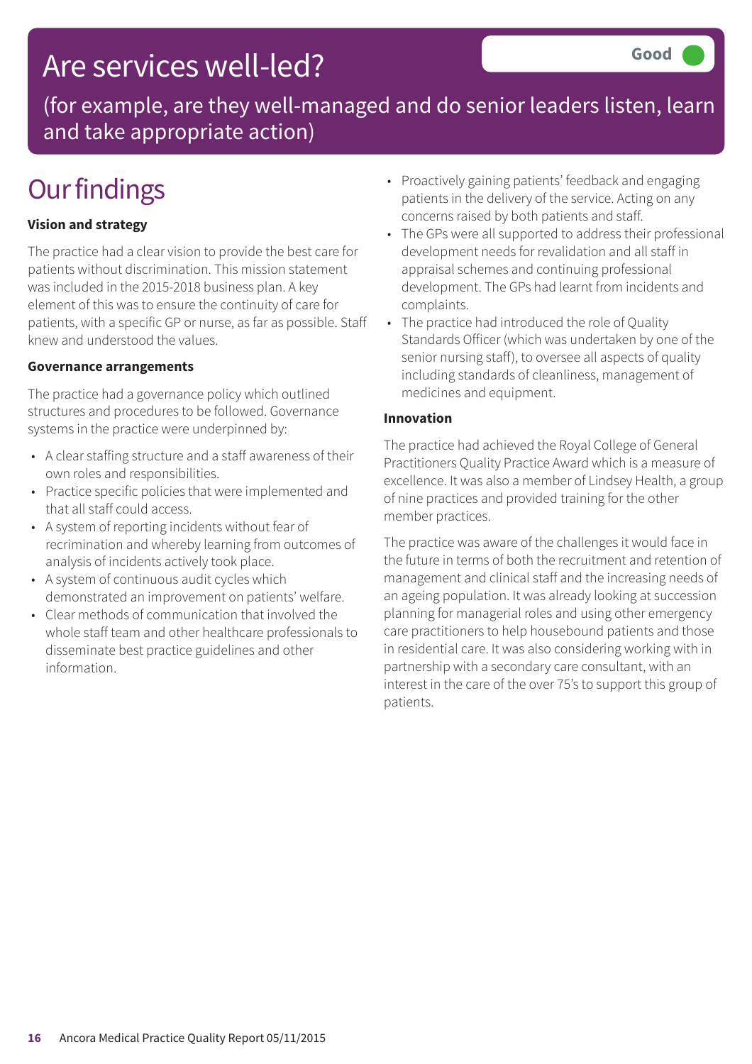# Are services well-led?

Good

(for example, are they well-managed and do senior leaders listen, learn and take appropriate action)

## Our findings

**Vision and strategy**

The practice had a clear vision to provide the best care for patients without discrimination. This mission statement was included in the 2015-2018 business plan. A key element of this was to ensure the continuity of care for patients, with a specific GP or nurse, as far as possible. Staff knew and understood the values.

**Governance arrangements**

The practice had a governance policy which outlined structures and procedures to be followed. Governance systems in the practice were underpinned by:

- A clear staffing structure and a staff awareness of their own roles and responsibilities.
- Practice specific policies that were implemented and that all staff could access.
- A system of reporting incidents without fear of recrimination and whereby learning from outcomes of analysis of incidents actively took place.
- A system of continuous audit cycles which demonstrated an improvement on patients' welfare.
- Clear methods of communication that involved the whole staff team and other healthcare professionals to disseminate best practice guidelines and other information.
- Proactively gaining patients' feedback and engaging patients in the delivery of the service. Acting on any concerns raised by both patients and staff.
- The GPs were all supported to address their professional development needs for revalidation and all staff in appraisal schemes and continuing professional development. The GPs had learnt from incidents and complaints.
- The practice had introduced the role of Quality Standards Officer (which was undertaken by one of the senior nursing staff), to oversee all aspects of quality including standards of cleanliness, management of medicines and equipment.

**Innovation**

The practice had achieved the Royal College of General Practitioners Quality Practice Award which is a measure of excellence. It was also a member of Lindsey Health, a group of nine practices and provided training for the other member practices.

The practice was aware of the challenges it would face in the future in terms of both the recruitment and retention of management and clinical staff and the increasing needs of an ageing population. It was already looking at succession planning for managerial roles and using other emergency care practitioners to help housebound patients and those in residential care. It was also considering working with in partnership with a secondary care consultant, with an interest in the care of the over 75's to support this group of patients.